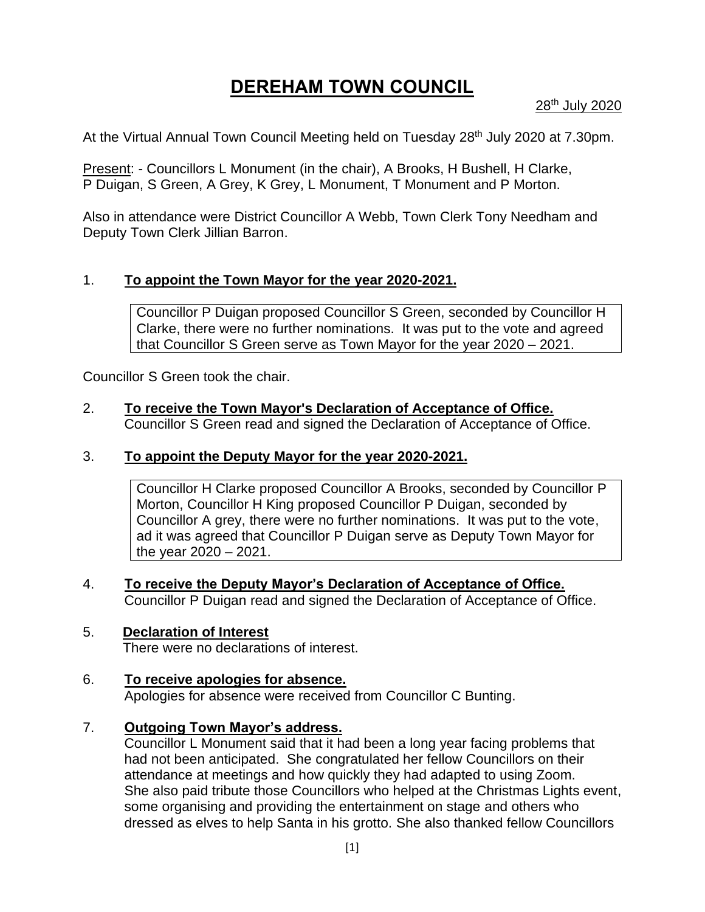# DEREHAM TOWN COUNCIL

28th July 2020

At the Virtual Annual Town Council Meeting held on Tuesday 28th July 2020 at 7.30pm.

Present: - Councillors L Monument (in the chair), A Brooks, H Bushell, H Clarke, P Duigan, S Green, A Grey, K Grey, L Monument, T Monument and P Morton.

Also in attendance were District Councillor A Webb, Town Clerk Tony Needham and Deputy Town Clerk Jillian Barron.

1. **To appoint the Town Mayor for the year 2020-2021.**

   Councillor P Duigan proposed Councillor S Green, seconded by Councillor H Clarke, there were no further nominations. It was put to the vote and agreed that Councillor S Green serve as Town Mayor for the year 2020 – 2021.

Councillor S Green took the chair.

2. **To receive the Town Mayor's Declaration of Acceptance of Office.**
   Councillor S Green read and signed the Declaration of Acceptance of Office.

3. **To appoint the Deputy Mayor for the year 2020-2021.**

   Councillor H Clarke proposed Councillor A Brooks, seconded by Councillor P Morton, Councillor H King proposed Councillor P Duigan, seconded by Councillor A grey, there were no further nominations. It was put to the vote, ad it was agreed that Councillor P Duigan serve as Deputy Town Mayor for the year 2020 – 2021.

4. **To receive the Deputy Mayor's Declaration of Acceptance of Office.**
   Councillor P Duigan read and signed the Declaration of Acceptance of Office.

5. **Declaration of Interest**
   There were no declarations of interest.

6. **To receive apologies for absence.**
   Apologies for absence were received from Councillor C Bunting.

7. **Outgoing Town Mayor's address.**
   Councillor L Monument said that it had been a long year facing problems that had not been anticipated. She congratulated her fellow Councillors on their attendance at meetings and how quickly they had adapted to using Zoom. She also paid tribute those Councillors who helped at the Christmas Lights event, some organising and providing the entertainment on stage and others who dressed as elves to help Santa in his grotto. She also thanked fellow Councillors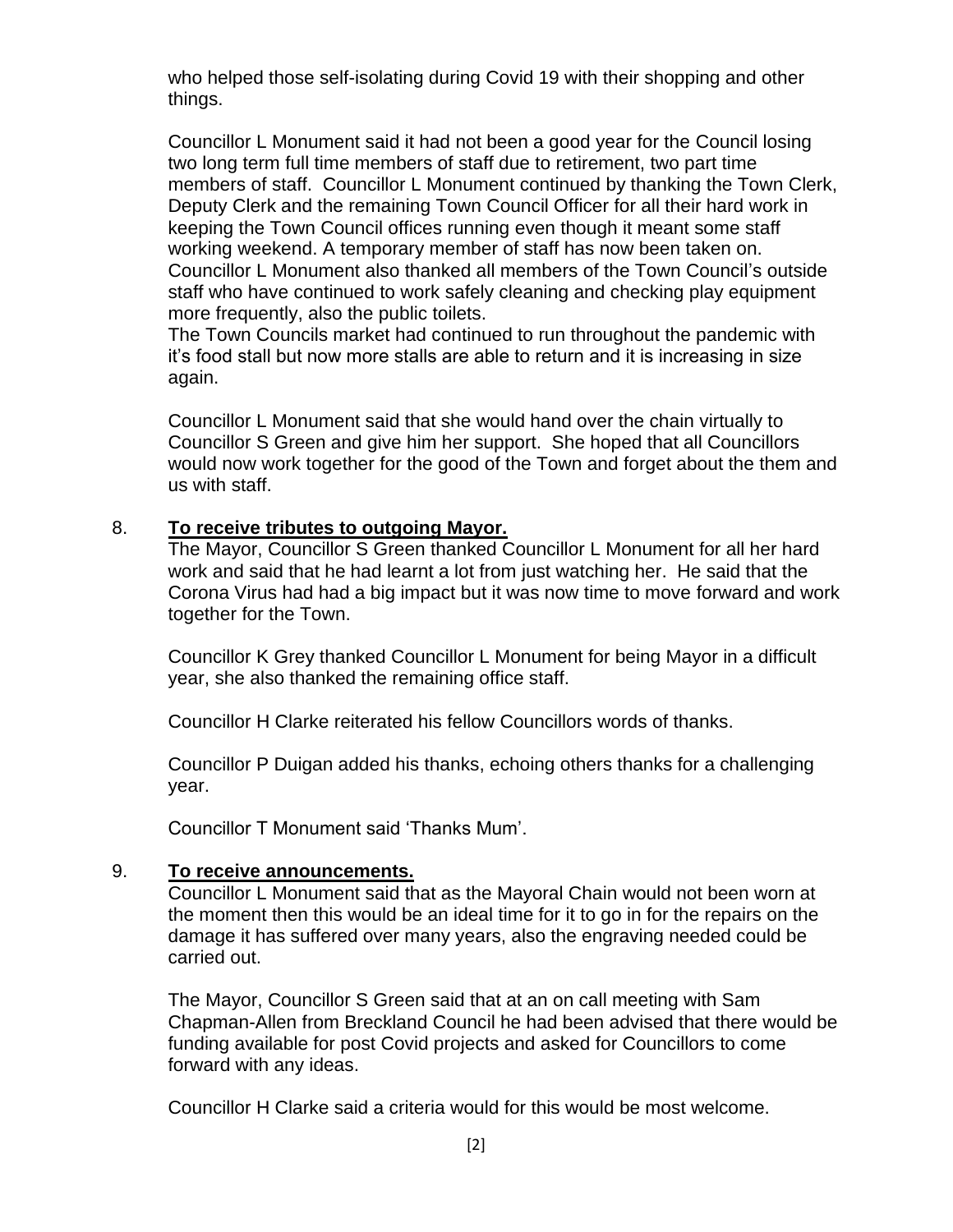who helped those self-isolating during Covid 19 with their shopping and other things.

Councillor L Monument said it had not been a good year for the Council losing two long term full time members of staff due to retirement, two part time members of staff. Councillor L Monument continued by thanking the Town Clerk, Deputy Clerk and the remaining Town Council Officer for all their hard work in keeping the Town Council offices running even though it meant some staff working weekend. A temporary member of staff has now been taken on. Councillor L Monument also thanked all members of the Town Council's outside staff who have continued to work safely cleaning and checking play equipment more frequently, also the public toilets.
The Town Councils market had continued to run throughout the pandemic with it's food stall but now more stalls are able to return and it is increasing in size again.

Councillor L Monument said that she would hand over the chain virtually to Councillor S Green and give him her support. She hoped that all Councillors would now work together for the good of the Town and forget about the them and us with staff.

8. **To receive tributes to outgoing Mayor.**

The Mayor, Councillor S Green thanked Councillor L Monument for all her hard work and said that he had learnt a lot from just watching her. He said that the Corona Virus had had a big impact but it was now time to move forward and work together for the Town.

Councillor K Grey thanked Councillor L Monument for being Mayor in a difficult year, she also thanked the remaining office staff.

Councillor H Clarke reiterated his fellow Councillors words of thanks.

Councillor P Duigan added his thanks, echoing others thanks for a challenging year.

Councillor T Monument said 'Thanks Mum'.

9. **To receive announcements.**

Councillor L Monument said that as the Mayoral Chain would not been worn at the moment then this would be an ideal time for it to go in for the repairs on the damage it has suffered over many years, also the engraving needed could be carried out.

The Mayor, Councillor S Green said that at an on call meeting with Sam Chapman-Allen from Breckland Council he had been advised that there would be funding available for post Covid projects and asked for Councillors to come forward with any ideas.

Councillor H Clarke said a criteria would for this would be most welcome.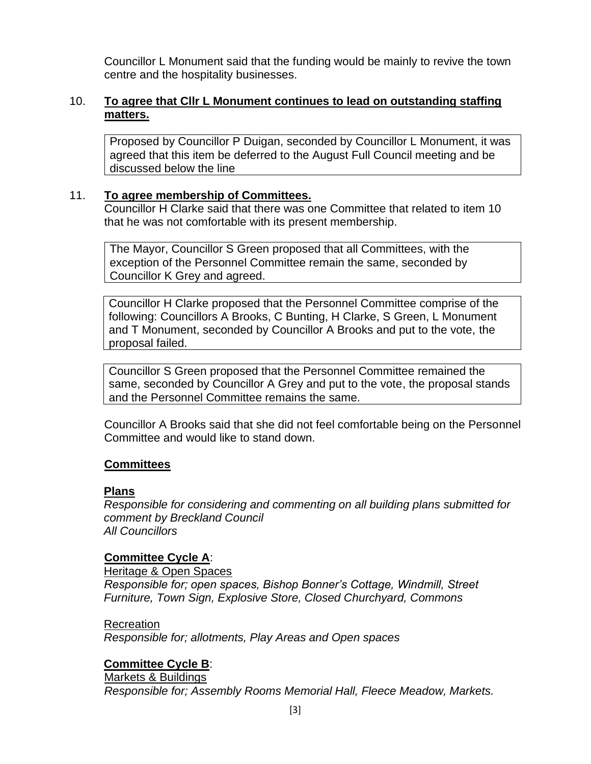Councillor L Monument said that the funding would be mainly to revive the town centre and the hospitality businesses.

10. **To agree that Cllr L Monument continues to lead on outstanding staffing matters.**

Proposed by Councillor P Duigan, seconded by Councillor L Monument, it was agreed that this item be deferred to the August Full Council meeting and be discussed below the line

11. **To agree membership of Committees.**

Councillor H Clarke said that there was one Committee that related to item 10 that he was not comfortable with its present membership.

The Mayor, Councillor S Green proposed that all Committees, with the exception of the Personnel Committee remain the same, seconded by Councillor K Grey and agreed.

Councillor H Clarke proposed that the Personnel Committee comprise of the following: Councillors A Brooks, C Bunting, H Clarke, S Green, L Monument and T Monument, seconded by Councillor A Brooks and put to the vote, the proposal failed.

Councillor S Green proposed that the Personnel Committee remained the same, seconded by Councillor A Grey and put to the vote, the proposal stands and the Personnel Committee remains the same.

Councillor A Brooks said that she did not feel comfortable being on the Personnel Committee and would like to stand down.

**Committees**

**Plans**

*Responsible for considering and commenting on all building plans submitted for comment by Breckland Council*
*All Councillors*

**Committee Cycle A**:

Heritage & Open Spaces
*Responsible for; open spaces, Bishop Bonner's Cottage, Windmill, Street Furniture, Town Sign, Explosive Store, Closed Churchyard, Commons*

Recreation
*Responsible for; allotments, Play Areas and Open spaces*

**Committee Cycle B**:

Markets & Buildings
*Responsible for; Assembly Rooms Memorial Hall, Fleece Meadow, Markets.*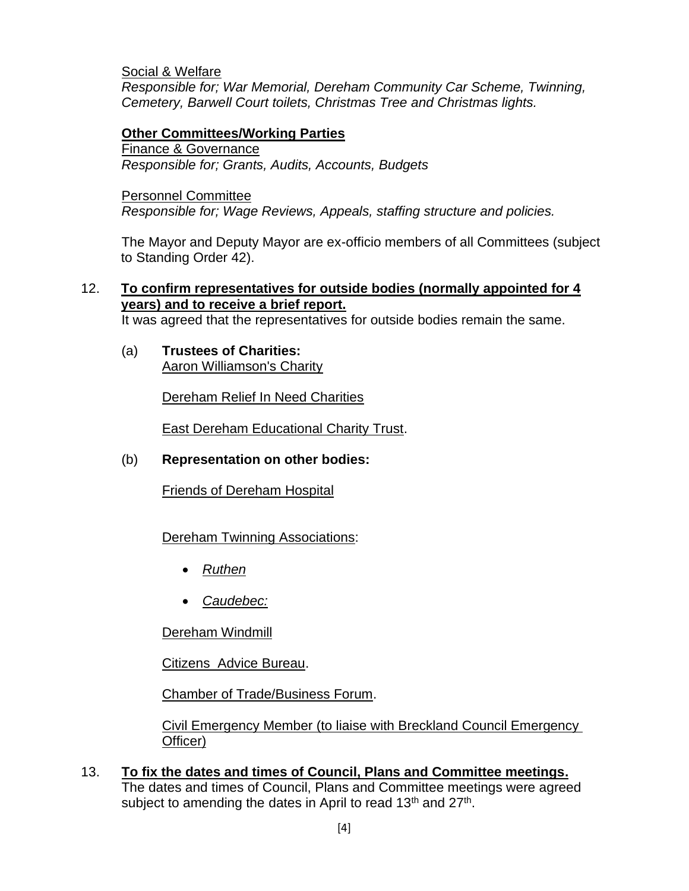Social & Welfare
*Responsible for; War Memorial, Dereham Community Car Scheme, Twinning, Cemetery, Barwell Court toilets, Christmas Tree and Christmas lights.*

**Other Committees/Working Parties**
Finance & Governance
*Responsible for; Grants, Audits, Accounts, Budgets*

Personnel Committee
*Responsible for; Wage Reviews, Appeals, staffing structure and policies.*

The Mayor and Deputy Mayor are ex-officio members of all Committees (subject to Standing Order 42).

12. **To confirm representatives for outside bodies (normally appointed for 4 years) and to receive a brief report.**
It was agreed that the representatives for outside bodies remain the same.

(a) **Trustees of Charities:**
Aaron Williamson's Charity

Dereham Relief In Need Charities

East Dereham Educational Charity Trust.

(b) **Representation on other bodies:**

Friends of Dereham Hospital

Dereham Twinning Associations:

- *Ruthen*
- *Caudebec:*

Dereham Windmill

Citizens Advice Bureau.

Chamber of Trade/Business Forum.

Civil Emergency Member (to liaise with Breckland Council Emergency Officer)

13. **To fix the dates and times of Council, Plans and Committee meetings.**
The dates and times of Council, Plans and Committee meetings were agreed subject to amending the dates in April to read 13th and 27th.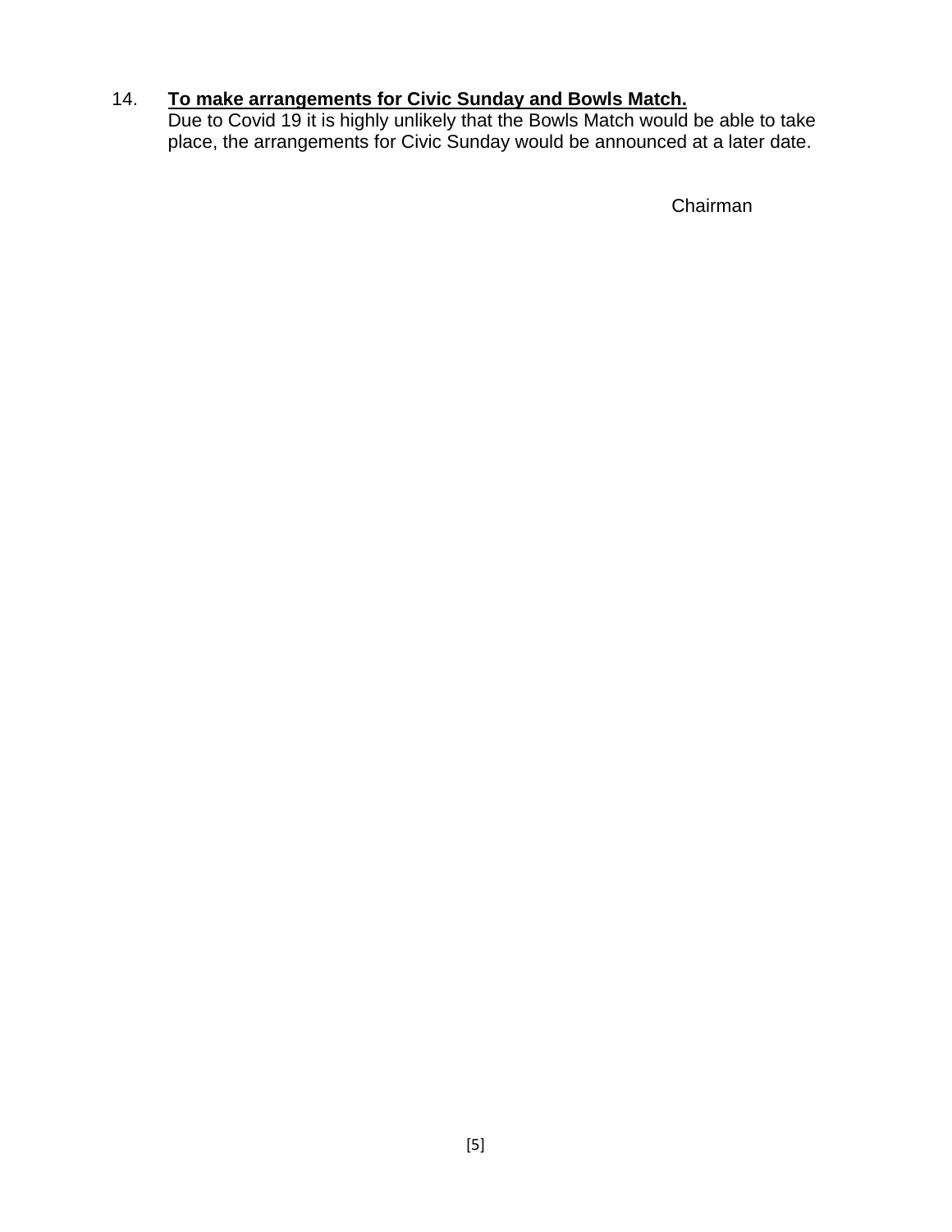14. **To make arrangements for Civic Sunday and Bowls Match.**
Due to Covid 19 it is highly unlikely that the Bowls Match would be able to take place, the arrangements for Civic Sunday would be announced at a later date.

Chairman